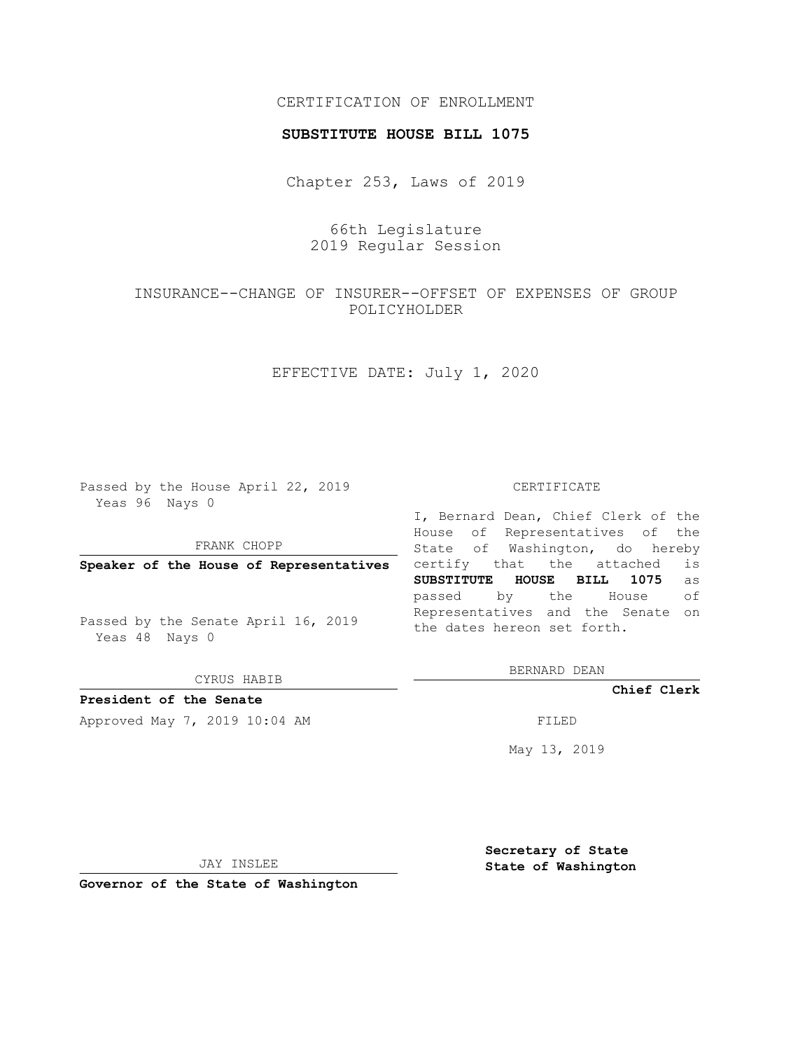CERTIFICATION OF ENROLLMENT

**SUBSTITUTE HOUSE BILL 1075**

Chapter 253, Laws of 2019

66th Legislature
2019 Regular Session

INSURANCE--CHANGE OF INSURER--OFFSET OF EXPENSES OF GROUP POLICYHOLDER

EFFECTIVE DATE: July 1, 2020

Passed by the House April 22, 2019
Yeas 96 Nays 0

FRANK CHOPP

**Speaker of the House of Representatives**

Passed by the Senate April 16, 2019
Yeas 48 Nays 0

CYRUS HABIB

**President of the Senate**

Approved May 7, 2019 10:04 AM

JAY INSLEE

**Governor of the State of Washington**

CERTIFICATE

I, Bernard Dean, Chief Clerk of the House of Representatives of the State of Washington, do hereby certify that the attached is **SUBSTITUTE HOUSE BILL 1075** as passed by the House of Representatives and the Senate on the dates hereon set forth.

BERNARD DEAN

**Chief Clerk**

FILED

May 13, 2019

**Secretary of State**
**State of Washington**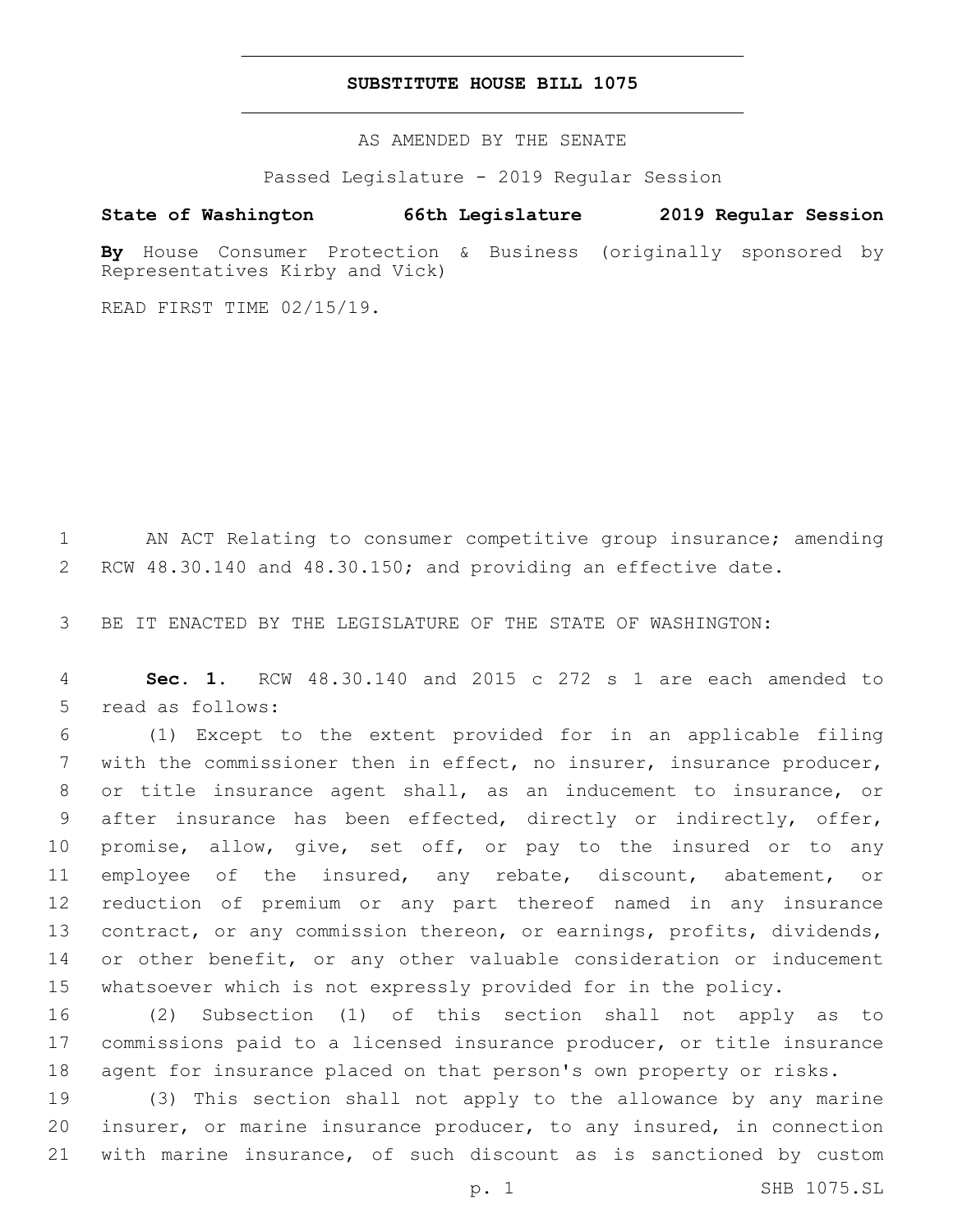# SUBSTITUTE HOUSE BILL 1075

AS AMENDED BY THE SENATE

Passed Legislature - 2019 Regular Session

**State of Washington 66th Legislature 2019 Regular Session**

**By** House Consumer Protection & Business (originally sponsored by Representatives Kirby and Vick)

READ FIRST TIME 02/15/19.

AN ACT Relating to consumer competitive group insurance; amending RCW 48.30.140 and 48.30.150; and providing an effective date.

BE IT ENACTED BY THE LEGISLATURE OF THE STATE OF WASHINGTON:

**Sec. 1.** RCW 48.30.140 and 2015 c 272 s 1 are each amended to read as follows:

(1) Except to the extent provided for in an applicable filing with the commissioner then in effect, no insurer, insurance producer, or title insurance agent shall, as an inducement to insurance, or after insurance has been effected, directly or indirectly, offer, promise, allow, give, set off, or pay to the insured or to any employee of the insured, any rebate, discount, abatement, or reduction of premium or any part thereof named in any insurance contract, or any commission thereon, or earnings, profits, dividends, or other benefit, or any other valuable consideration or inducement whatsoever which is not expressly provided for in the policy.

(2) Subsection (1) of this section shall not apply as to commissions paid to a licensed insurance producer, or title insurance agent for insurance placed on that person's own property or risks.

(3) This section shall not apply to the allowance by any marine insurer, or marine insurance producer, to any insured, in connection with marine insurance, of such discount as is sanctioned by custom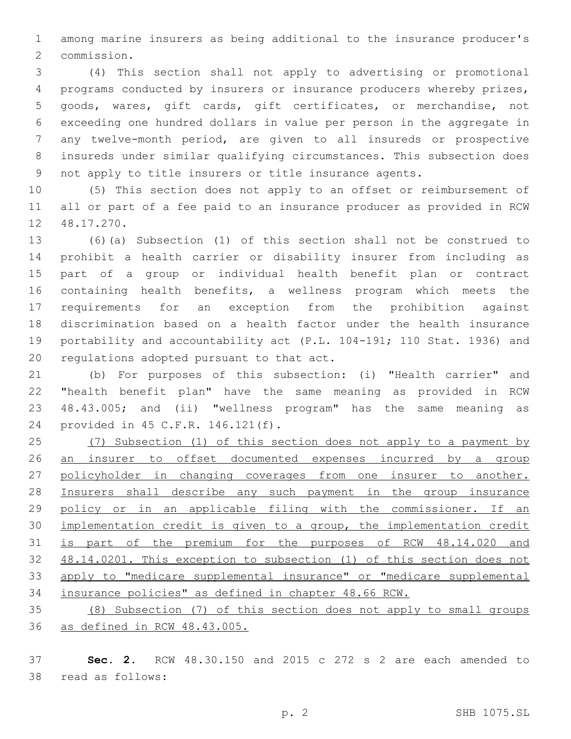among marine insurers as being additional to the insurance producer's commission.

(4) This section shall not apply to advertising or promotional programs conducted by insurers or insurance producers whereby prizes, goods, wares, gift cards, gift certificates, or merchandise, not exceeding one hundred dollars in value per person in the aggregate in any twelve-month period, are given to all insureds or prospective insureds under similar qualifying circumstances. This subsection does not apply to title insurers or title insurance agents.

(5) This section does not apply to an offset or reimbursement of all or part of a fee paid to an insurance producer as provided in RCW 48.17.270.

(6)(a) Subsection (1) of this section shall not be construed to prohibit a health carrier or disability insurer from including as part of a group or individual health benefit plan or contract containing health benefits, a wellness program which meets the requirements for an exception from the prohibition against discrimination based on a health factor under the health insurance portability and accountability act (P.L. 104-191; 110 Stat. 1936) and regulations adopted pursuant to that act.

(b) For purposes of this subsection: (i) "Health carrier" and "health benefit plan" have the same meaning as provided in RCW 48.43.005; and (ii) "wellness program" has the same meaning as provided in 45 C.F.R. 146.121(f).

<u>(7) Subsection (1) of this section does not apply to a payment by an insurer to offset documented expenses incurred by a group policyholder in changing coverages from one insurer to another. Insurers shall describe any such payment in the group insurance policy or in an applicable filing with the commissioner. If an implementation credit is given to a group, the implementation credit is part of the premium for the purposes of RCW 48.14.020 and 48.14.0201. This exception to subsection (1) of this section does not apply to "medicare supplemental insurance" or "medicare supplemental insurance policies" as defined in chapter 48.66 RCW.</u>

<u>(8) Subsection (7) of this section does not apply to small groups as defined in RCW 48.43.005.</u>

**Sec. 2.** RCW 48.30.150 and 2015 c 272 s 2 are each amended to read as follows: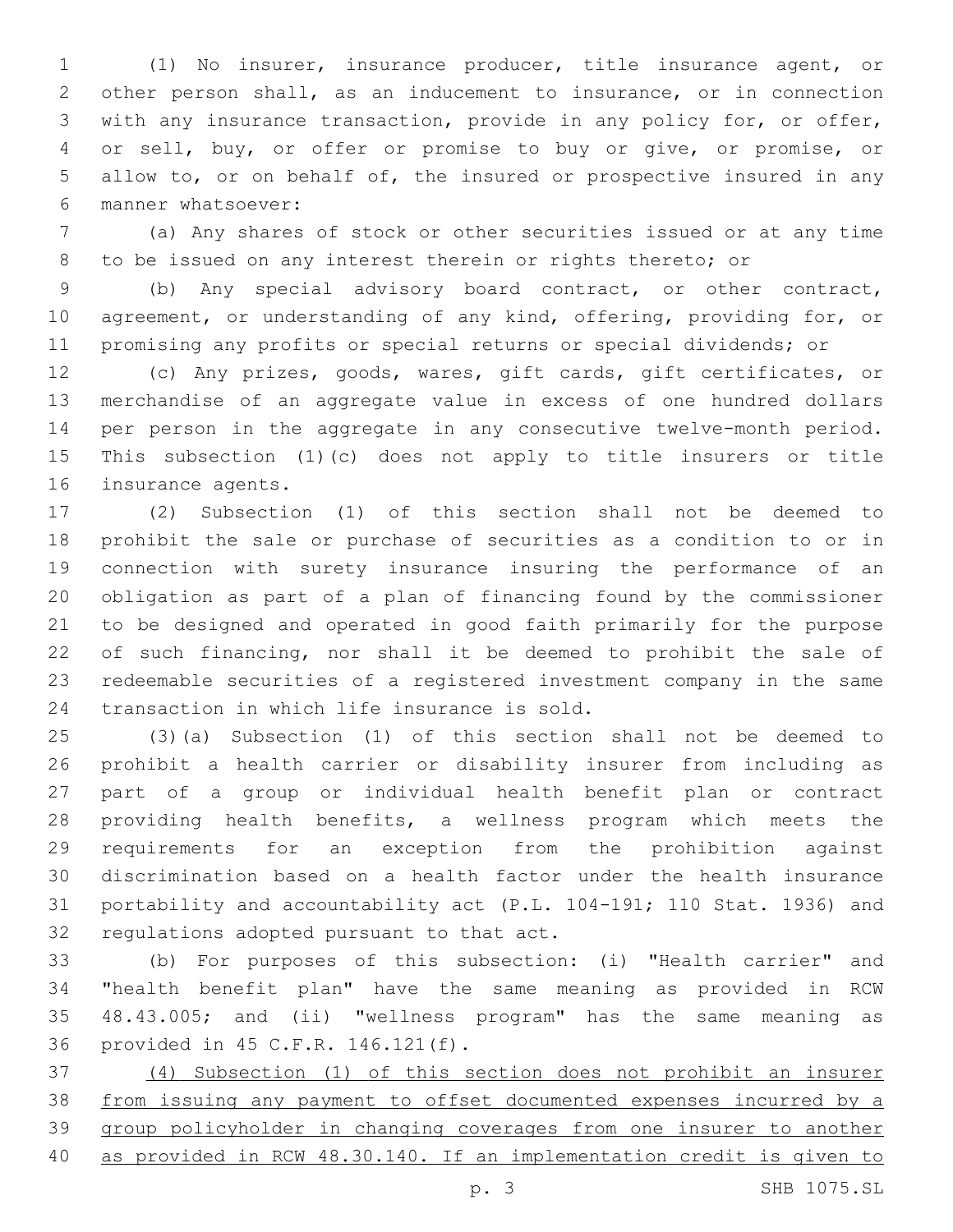(1) No insurer, insurance producer, title insurance agent, or other person shall, as an inducement to insurance, or in connection with any insurance transaction, provide in any policy for, or offer, or sell, buy, or offer or promise to buy or give, or promise, or allow to, or on behalf of, the insured or prospective insured in any manner whatsoever:

(a) Any shares of stock or other securities issued or at any time to be issued on any interest therein or rights thereto; or

(b) Any special advisory board contract, or other contract, agreement, or understanding of any kind, offering, providing for, or promising any profits or special returns or special dividends; or

(c) Any prizes, goods, wares, gift cards, gift certificates, or merchandise of an aggregate value in excess of one hundred dollars per person in the aggregate in any consecutive twelve-month period. This subsection (1)(c) does not apply to title insurers or title insurance agents.

(2) Subsection (1) of this section shall not be deemed to prohibit the sale or purchase of securities as a condition to or in connection with surety insurance insuring the performance of an obligation as part of a plan of financing found by the commissioner to be designed and operated in good faith primarily for the purpose of such financing, nor shall it be deemed to prohibit the sale of redeemable securities of a registered investment company in the same transaction in which life insurance is sold.

(3)(a) Subsection (1) of this section shall not be deemed to prohibit a health carrier or disability insurer from including as part of a group or individual health benefit plan or contract providing health benefits, a wellness program which meets the requirements for an exception from the prohibition against discrimination based on a health factor under the health insurance portability and accountability act (P.L. 104-191; 110 Stat. 1936) and regulations adopted pursuant to that act.

(b) For purposes of this subsection: (i) "Health carrier" and "health benefit plan" have the same meaning as provided in RCW 48.43.005; and (ii) "wellness program" has the same meaning as provided in 45 C.F.R. 146.121(f).

<u>(4) Subsection (1) of this section does not prohibit an insurer from issuing any payment to offset documented expenses incurred by a group policyholder in changing coverages from one insurer to another as provided in RCW 48.30.140. If an implementation credit is given to</u>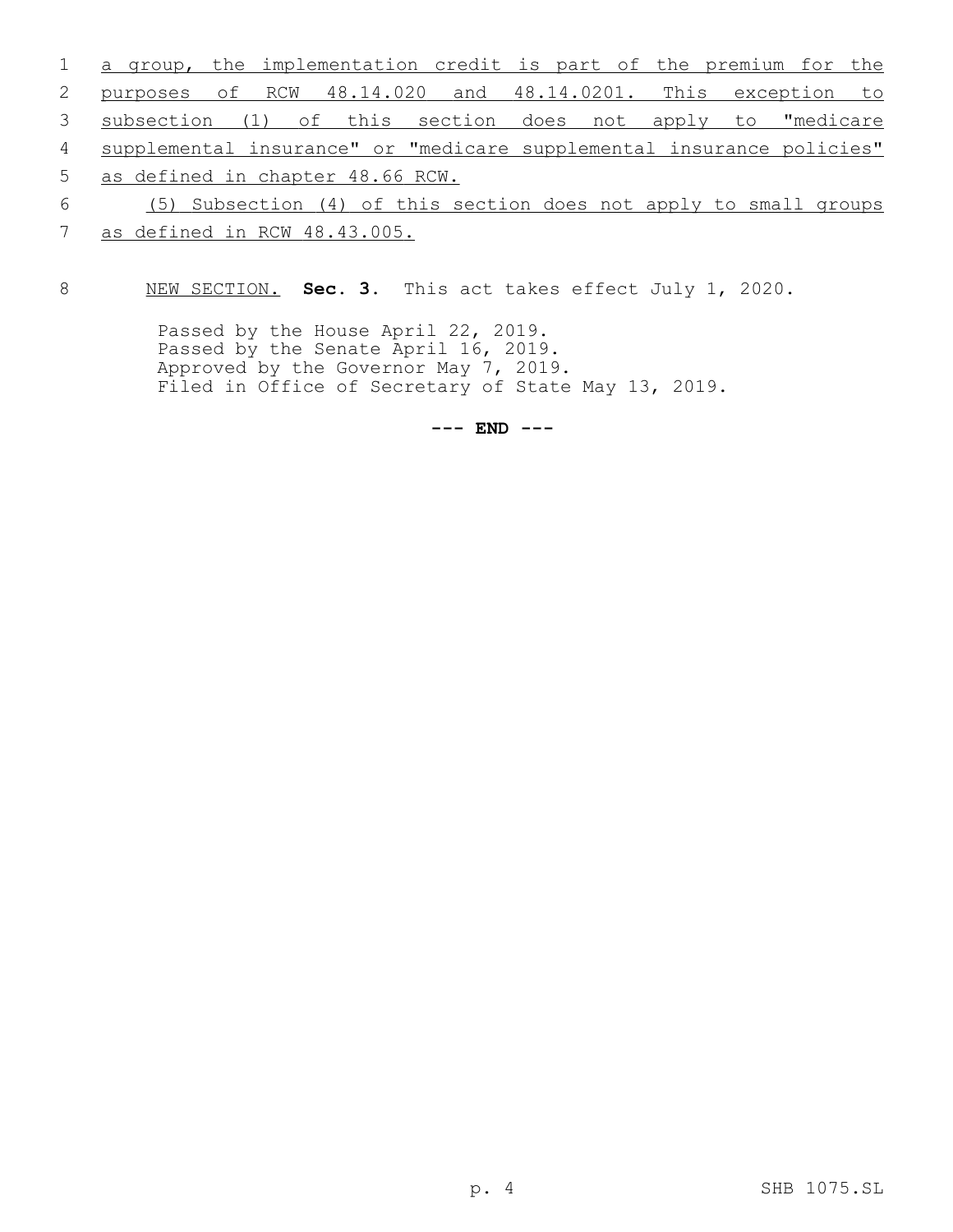a group, the implementation credit is part of the premium for the purposes of RCW 48.14.020 and 48.14.0201. This exception to subsection (1) of this section does not apply to "medicare supplemental insurance" or "medicare supplemental insurance policies" as defined in chapter 48.66 RCW.

(5) Subsection (4) of this section does not apply to small groups as defined in RCW 48.43.005.

NEW SECTION. **Sec. 3.** This act takes effect July 1, 2020.

Passed by the House April 22, 2019.
Passed by the Senate April 16, 2019.
Approved by the Governor May 7, 2019.
Filed in Office of Secretary of State May 13, 2019.

**--- END ---**